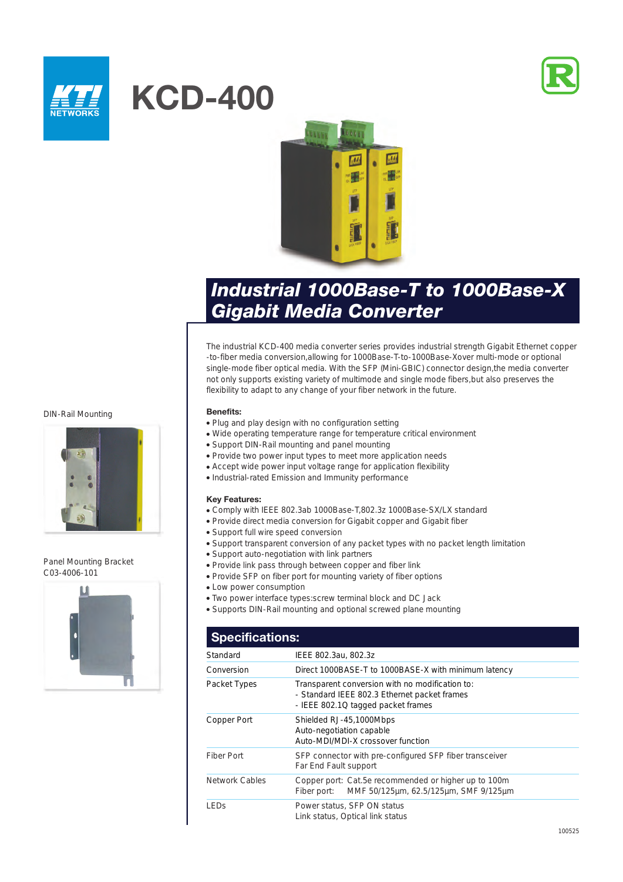# KCD-400

## Industrial 1000Base-T to 1000Base-X Gigabit Media Converter

The industrial KCD-400 media converter series provides industrial strength Gigabit Ethernet copper -to-fiber media conversion,allowing for 1000Base-T-to-1000Base-Xover multi-mode or optional single-mode fiber optical media. With the SFP (Mini-GBIC) connector design,the media converter not only supports existing variety of multimode and single mode fibers,but also preserves the flexibility to adapt to any change of your fiber network in the future.

DIN-Rail Mounting

Panel Mounting Bracket
C03-4006-101

**Benefits:**

- Plug and play design with no configuration setting
- Wide operating temperature range for temperature critical environment
- Support DIN-Rail mounting and panel mounting
- Provide two power input types to meet more application needs
- Accept wide power input voltage range for application flexibility
- Industrial-rated Emission and Immunity performance

**Key Features:**

- Comply with IEEE 802.3ab 1000Base-T,802.3z 1000Base-SX/LX standard
- Provide direct media conversion for Gigabit copper and Gigabit fiber
- Support full wire speed conversion
- Support transparent conversion of any packet types with no packet length limitation
- Support auto-negotiation with link partners
- Provide link pass through between copper and fiber link
- Provide SFP on fiber port for mounting variety of fiber options
- Low power consumption
- Two power interface types:screw terminal block and DC Jack
- Supports DIN-Rail mounting and optional screwed plane mounting

## Specifications:

| | |
|---|---|
| Standard | IEEE 802.3au, 802.3z |
| Conversion | Direct 1000BASE-T to 1000BASE-X with minimum latency |
| Packet Types | Transparent conversion with no modification to:<br>- Standard IEEE 802.3 Ethernet packet frames<br>- IEEE 802.1Q tagged packet frames |
| Copper Port | Shielded RJ-45,1000Mbps<br>Auto-negotiation capable<br>Auto-MDI/MDI-X crossover function |
| Fiber Port | SFP connector with pre-configured SFP fiber transceiver<br>Far End Fault support |
| Network Cables | Copper port: Cat.5e recommended or higher up to 100m<br>Fiber port: MMF 50/125µm, 62.5/125µm, SMF 9/125µm |
| LEDs | Power status, SFP ON status<br>Link status, Optical link status |

100525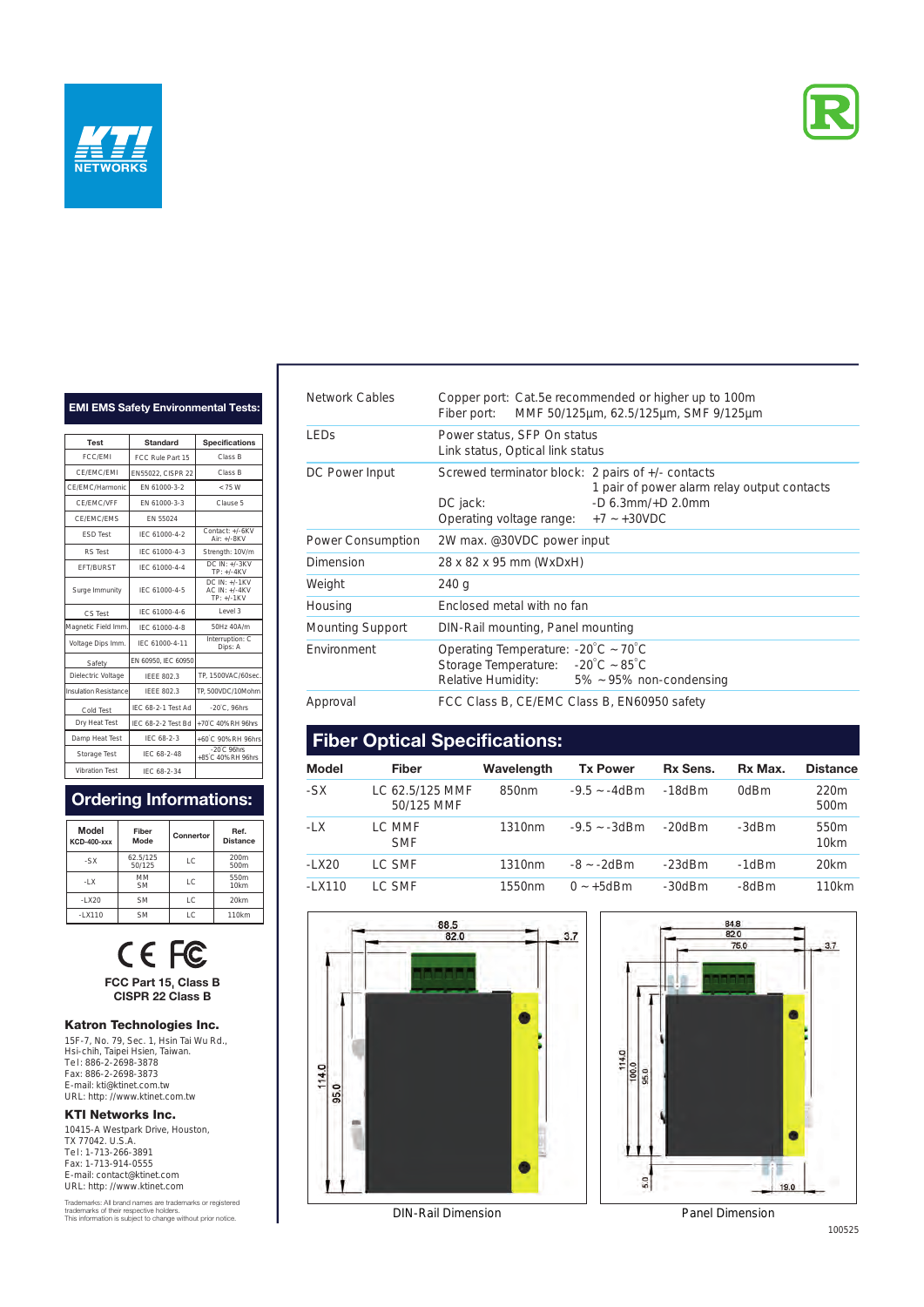## EMI EMS Safety Environmental Tests:

| Test | Standard | Specifications |
|---|---|---|
| FCC/EMI | FCC Rule Part 15 | Class B |
| CE/EMC/EMI | EN55022, CISPR 22 | Class B |
| CE/EMC/Harmonic | EN 61000-3-2 | < 75 W |
| CE/EMC/VFF | EN 61000-3-3 | Clause 5 |
| CE/EMC/EMS | EN 55024 | |
| ESD Test | IEC 61000-4-2 | Contact: +/-6KV Air: +/-8KV |
| RS Test | IEC 61000-4-3 | Strength: 10V/m |
| EFT/BURST | IEC 61000-4-4 | DC IN: +/-3KV TP: +/-4KV |
| Surge Immunity | IEC 61000-4-5 | DC IN: +/-1KV AC IN: +/-4KV TP: +/-1KV |
| CS Test | IEC 61000-4-6 | Level 3 |
| Magnetic Field Imm. | IEC 61000-4-8 | 50Hz 40A/m |
| Voltage Dips Imm. | IEC 61000-4-11 | Interruption: C Dips: A |
| Safety | EN 60950, IEC 60950 | |
| Dielectric Voltage | IEEE 802.3 | TP, 1500VAC/60sec. |
| Insulation Resistance | IEEE 802.3 | TP, 500VDC/10Mohm |
| Cold Test | IEC 68-2-1 Test Ad | -20 C, 96hrs |
| Dry Heat Test | IEC 68-2-2 Test Bd | +70 C 40% RH 96hrs |
| Damp Heat Test | IEC 68-2-3 | +60 C 90% RH 96hrs |
| Storage Test | IEC 68-2-48 | -20 C 96hrs +85 C 40% RH 96hrs |
| Vibration Test | IEC 68-2-34 | |

## Ordering Informations:

| Model KCD-400-xxx | Fiber Mode | Connertor | Ref. Distance |
|---|---|---|---|
| -SX | 62.5/125 50/125 | LC | 200m 500m |
| -LX | MM SM | LC | 550m 10km |
| -LX20 | SM | LC | 20km |
| -LX110 | SM | LC | 110km |

CE FC

**FCC Part 15, Class B**
**CISPR 22 Class B**

### Katron Technologies Inc.

15F-7, No. 79, Sec. 1, Hsin Tai Wu Rd.,
Hsi-chih, Taipei Hsien, Taiwan.
Tel: 886-2-2698-3878
Fax: 886-2-2698-3873
E-mail: kti@ktinet.com.tw
URL: http: //www.ktinet.com.tw

### KTI Networks Inc.

10415-A Westpark Drive, Houston,
TX 77042. U.S.A.
Tel: 1-713-266-3891
Fax: 1-713-914-0555
E-mail: contact@ktinet.com
URL: http: //www.ktinet.com

Trademarks: All brand names are trademarks or registered trademarks of their respective holders.
This information is subject to change without prior notice.

| | |
|---|---|
| Network Cables | Copper port: Cat.5e recommended or higher up to 100m<br>Fiber port: MMF 50/125μm, 62.5/125μm, SMF 9/125μm |
| LEDs | Power status, SFP On status<br>Link status, Optical link status |
| DC Power Input | Screwed terminator block: 2 pairs of +/- contacts<br>1 pair of power alarm relay output contacts<br>DC jack: -D 6.3mm/+D 2.0mm<br>Operating voltage range: +7 ~ +30VDC |
| Power Consumption | 2W max. @30VDC power input |
| Dimension | 28 x 82 x 95 mm (WxDxH) |
| Weight | 240 g |
| Housing | Enclosed metal with no fan |
| Mounting Support | DIN-Rail mounting, Panel mounting |
| Environment | Operating Temperature: -20°C ~ 70°C<br>Storage Temperature: -20°C ~ 85°C<br>Relative Humidity: 5% ~ 95% non-condensing |
| Approval | FCC Class B, CE/EMC Class B, EN60950 safety |

## Fiber Optical Specifications:

| Model | Fiber | Wavelength | Tx Power | Rx Sens. | Rx Max. | Distance |
|---|---|---|---|---|---|---|
| -SX | LC 62.5/125 MMF 50/125 MMF | 850nm | -9.5 ~ -4dBm | -18dBm | 0dBm | 220m 500m |
| -LX | LC MMF SMF | 1310nm | -9.5 ~ -3dBm | -20dBm | -3dBm | 550m 10km |
| -LX20 | LC SMF | 1310nm | -8 ~ -2dBm | -23dBm | -1dBm | 20km |
| -LX110 | LC SMF | 1550nm | 0 ~ +5dBm | -30dBm | -8dBm | 110km |

88.5
82.0
3.7
114.0
95.0

DIN-Rail Dimension

84.8
82.0
75.0
3.7
114.0
100.0
95.0
5.0
19.0

Panel Dimension

100525